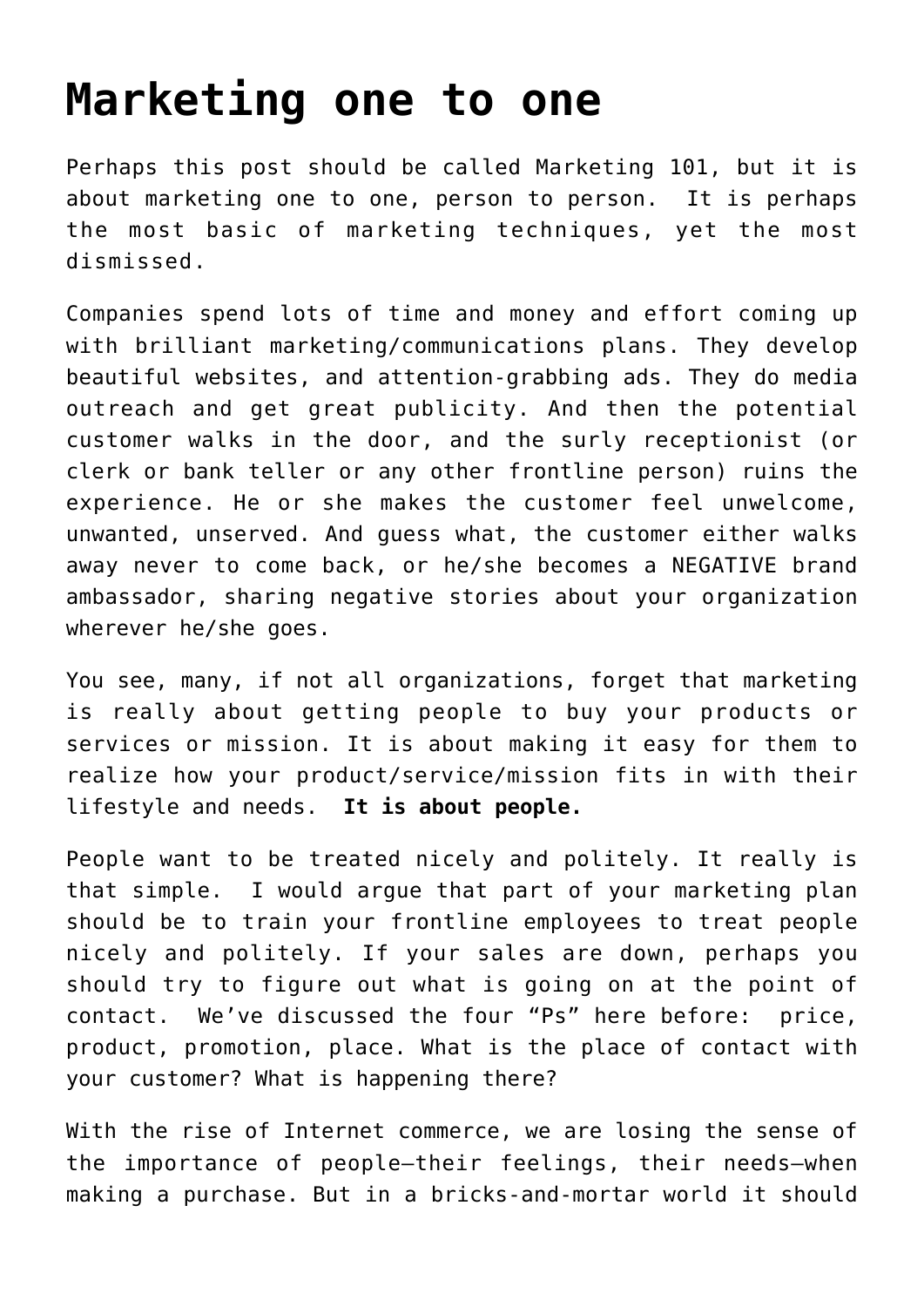# Marketing one to one

Perhaps this post should be called Marketing 101, but it is about marketing one to one, person to person. It is perhaps the most basic of marketing techniques, yet the most dismissed.

Companies spend lots of time and money and effort coming up with brilliant marketing/communications plans. They develop beautiful websites, and attention-grabbing ads. They do media outreach and get great publicity. And then the potential customer walks in the door, and the surly receptionist (or clerk or bank teller or any other frontline person) ruins the experience. He or she makes the customer feel unwelcome, unwanted, unserved. And guess what, the customer either walks away never to come back, or he/she becomes a NEGATIVE brand ambassador, sharing negative stories about your organization wherever he/she goes.

You see, many, if not all organizations, forget that marketing is really about getting people to buy your products or services or mission. It is about making it easy for them to realize how your product/service/mission fits in with their lifestyle and needs. **It is about people.**

People want to be treated nicely and politely. It really is that simple. I would argue that part of your marketing plan should be to train your frontline employees to treat people nicely and politely. If your sales are down, perhaps you should try to figure out what is going on at the point of contact. We've discussed the four "Ps" here before: price, product, promotion, place. What is the place of contact with your customer? What is happening there?

With the rise of Internet commerce, we are losing the sense of the importance of people—their feelings, their needs—when making a purchase. But in a bricks-and-mortar world it should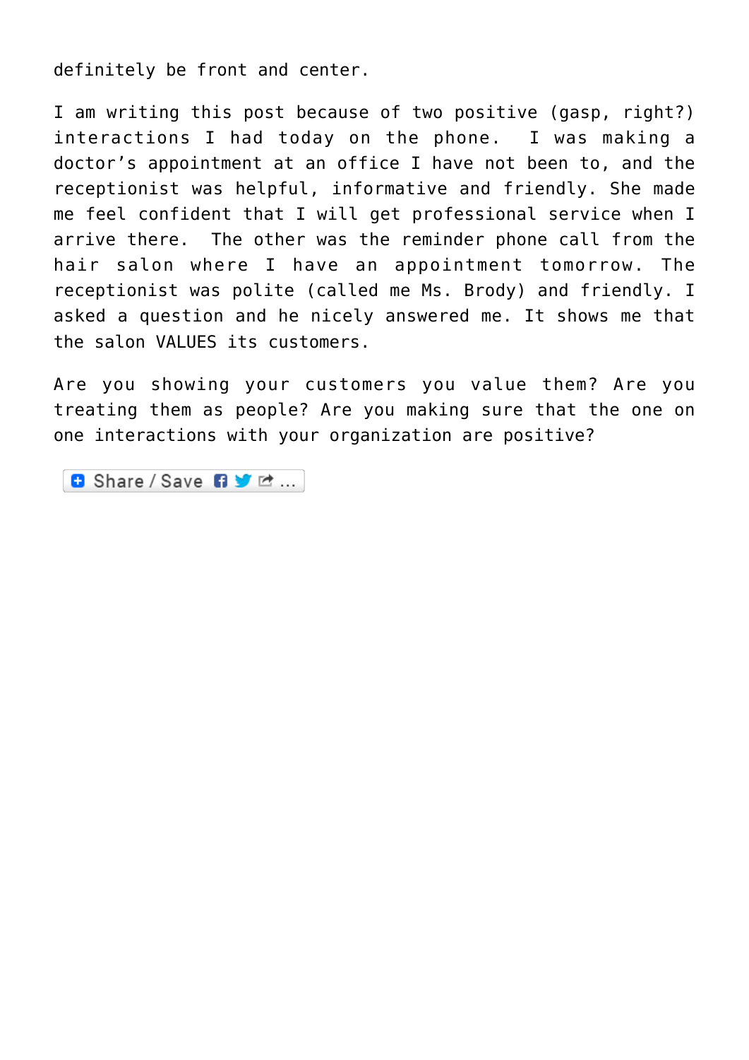definitely be front and center.

I am writing this post because of two positive (gasp, right?) interactions I had today on the phone. I was making a doctor's appointment at an office I have not been to, and the receptionist was helpful, informative and friendly. She made me feel confident that I will get professional service when I arrive there. The other was the reminder phone call from the hair salon where I have an appointment tomorrow. The receptionist was polite (called me Ms. Brody) and friendly. I asked a question and he nicely answered me. It shows me that the salon VALUES its customers.

Are you showing your customers you value them? Are you treating them as people? Are you making sure that the one on one interactions with your organization are positive?